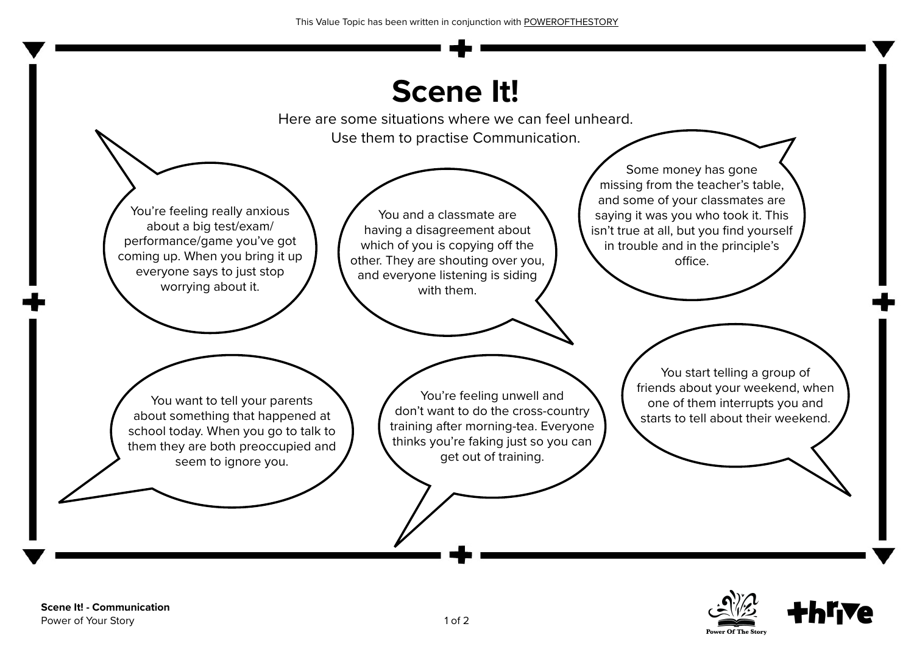This Value Topic has been written in conjunction with POWEROFTHESTORY

# Scene It!

Here are some situations where we can feel unheard.
Use them to practise Communication.

You're feeling really anxious about a big test/exam/performance/game you've got coming up. When you bring it up everyone says to just stop worrying about it.

You and a classmate are having a disagreement about which of you is copying off the other. They are shouting over you, and everyone listening is siding with them.

Some money has gone missing from the teacher's table, and some of your classmates are saying it was you who took it. This isn't true at all, but you find yourself in trouble and in the principle's office.

You want to tell your parents about something that happened at school today. When you go to talk to them they are both preoccupied and seem to ignore you.

You're feeling unwell and don't want to do the cross-country training after morning-tea. Everyone thinks you're faking just so you can get out of training.

You start telling a group of friends about your weekend, when one of them interrupts you and starts to tell about their weekend.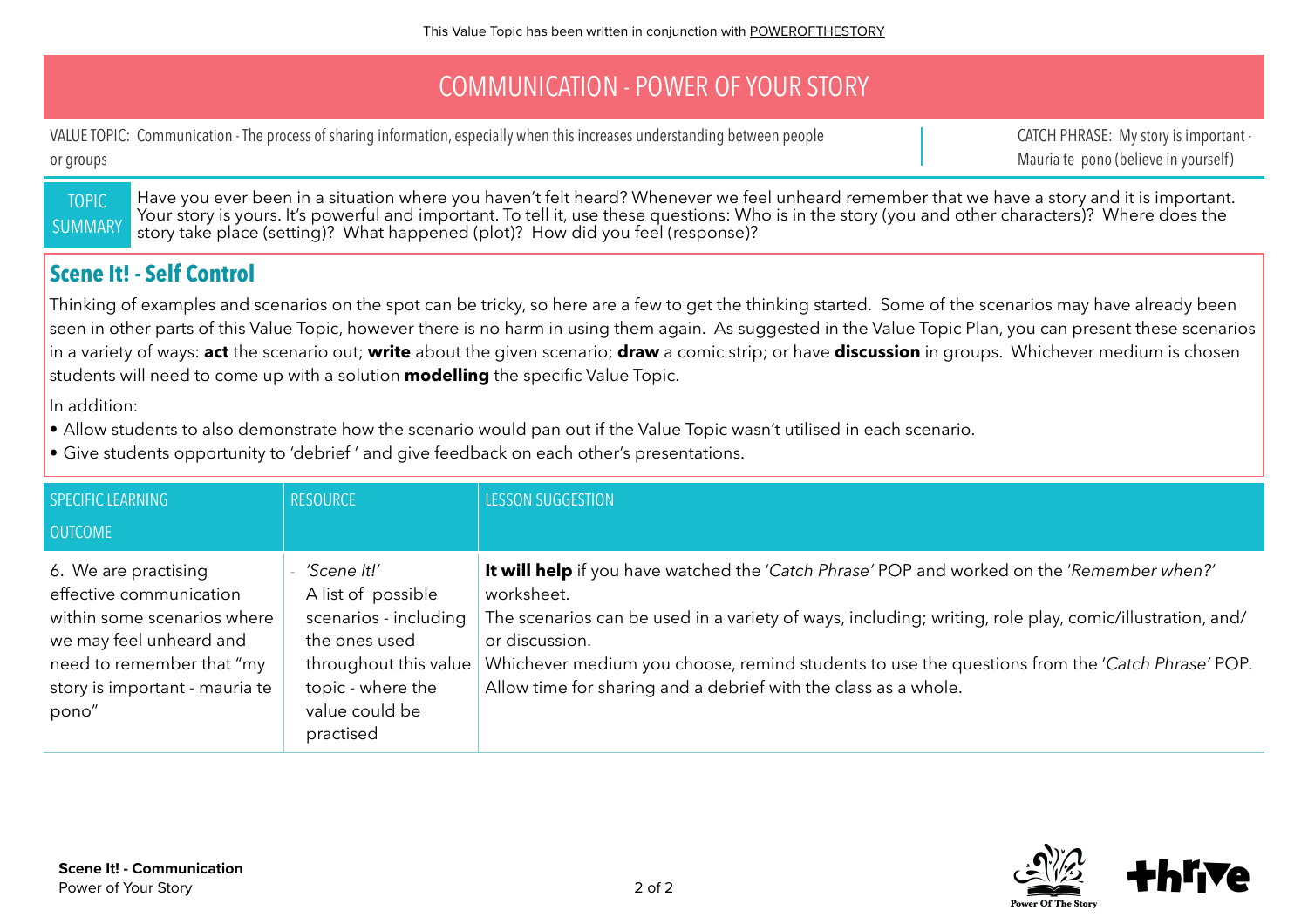This Value Topic has been written in conjunction with POWEROFTHESTORY

# COMMUNICATION - POWER OF YOUR STORY

VALUE TOPIC: Communication - The process of sharing information, especially when this increases understanding between people or groups

CATCH PHRASE: My story is important - Mauria te pono (believe in yourself)

TOPIC SUMMARY

Have you ever been in a situation where you haven't felt heard? Whenever we feel unheard remember that we have a story and it is important. Your story is yours. It's powerful and important. To tell it, use these questions: Who is in the story (you and other characters)? Where does the story take place (setting)? What happened (plot)? How did you feel (response)?

## Scene It! - Self Control

Thinking of examples and scenarios on the spot can be tricky, so here are a few to get the thinking started. Some of the scenarios may have already been seen in other parts of this Value Topic, however there is no harm in using them again. As suggested in the Value Topic Plan, you can present these scenarios in a variety of ways: **act** the scenario out; **write** about the given scenario; **draw** a comic strip; or have **discussion** in groups. Whichever medium is chosen students will need to come up with a solution **modelling** the specific Value Topic.

In addition:

- Allow students to also demonstrate how the scenario would pan out if the Value Topic wasn't utilised in each scenario.
- Give students opportunity to 'debrief ' and give feedback on each other's presentations.

| SPECIFIC LEARNING OUTCOME | RESOURCE | LESSON SUGGESTION |
| --- | --- | --- |
| 6. We are practising effective communication within some scenarios where we may feel unheard and need to remember that "my story is important - mauria te pono" | - *'Scene It!'* A list of possible scenarios - including the ones used throughout this value topic - where the value could be practised | **It will help** if you have watched the '*Catch Phrase'* POP and worked on the '*Remember when?'* worksheet.<br>The scenarios can be used in a variety of ways, including; writing, role play, comic/illustration, and/or discussion.<br>Whichever medium you choose, remind students to use the questions from the '*Catch Phrase'* POP.<br>Allow time for sharing and a debrief with the class as a whole. |

**Scene It! - Communication**
Power of Your Story